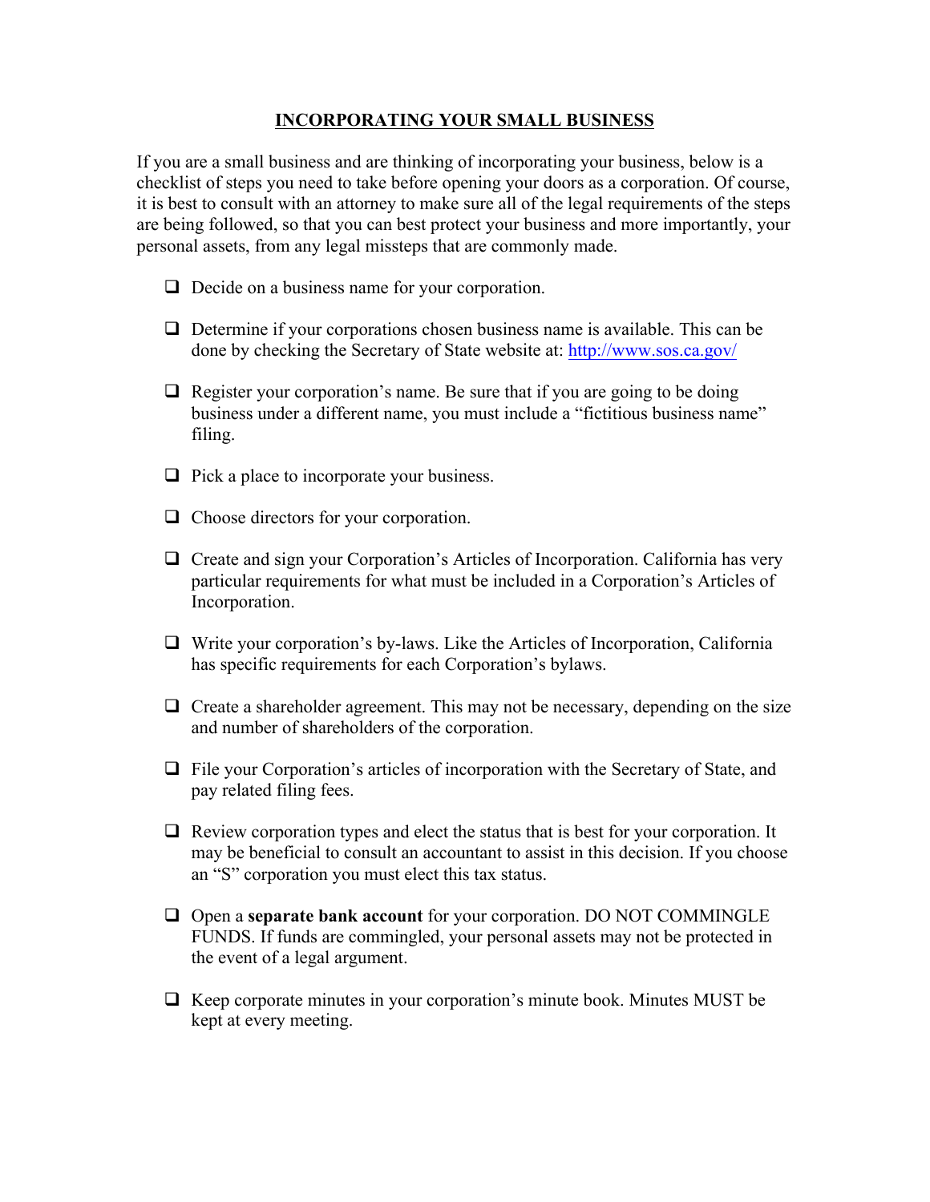# INCORPORATING YOUR SMALL BUSINESS

If you are a small business and are thinking of incorporating your business, below is a checklist of steps you need to take before opening your doors as a corporation. Of course, it is best to consult with an attorney to make sure all of the legal requirements of the steps are being followed, so that you can best protect your business and more importantly, your personal assets, from any legal missteps that are commonly made.

- [ ] Decide on a business name for your corporation.
- [ ] Determine if your corporations chosen business name is available. This can be done by checking the Secretary of State website at: [http://www.sos.ca.gov/](http://www.sos.ca.gov/)
- [ ] Register your corporation's name. Be sure that if you are going to be doing business under a different name, you must include a "fictitious business name" filing.
- [ ] Pick a place to incorporate your business.
- [ ] Choose directors for your corporation.
- [ ] Create and sign your Corporation's Articles of Incorporation. California has very particular requirements for what must be included in a Corporation's Articles of Incorporation.
- [ ] Write your corporation's by-laws. Like the Articles of Incorporation, California has specific requirements for each Corporation's bylaws.
- [ ] Create a shareholder agreement. This may not be necessary, depending on the size and number of shareholders of the corporation.
- [ ] File your Corporation's articles of incorporation with the Secretary of State, and pay related filing fees.
- [ ] Review corporation types and elect the status that is best for your corporation. It may be beneficial to consult an accountant to assist in this decision. If you choose an "S" corporation you must elect this tax status.
- [ ] Open a **separate bank account** for your corporation. DO NOT COMMINGLE FUNDS. If funds are commingled, your personal assets may not be protected in the event of a legal argument.
- [ ] Keep corporate minutes in your corporation's minute book. Minutes MUST be kept at every meeting.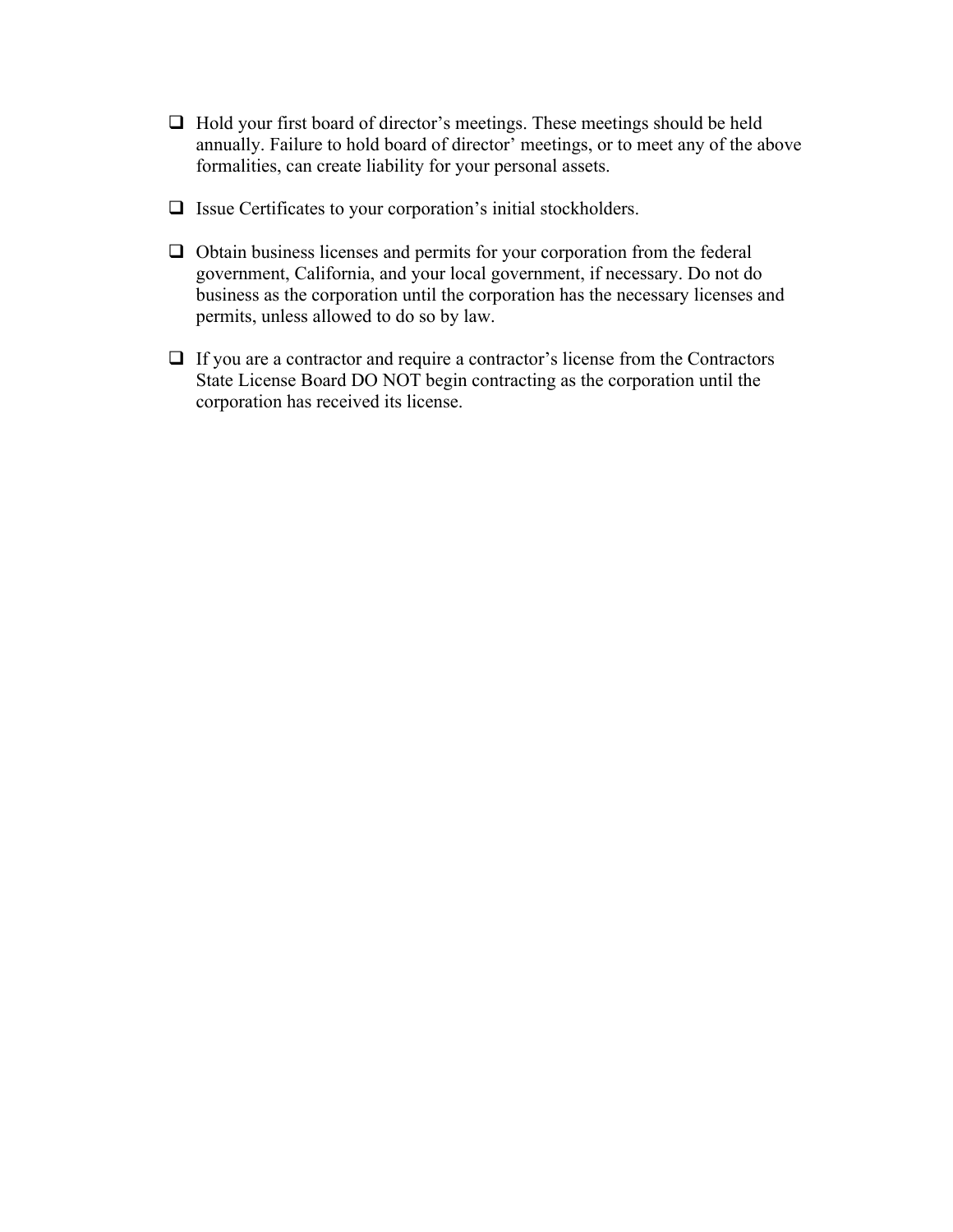- [ ] Hold your first board of director's meetings. These meetings should be held annually. Failure to hold board of director' meetings, or to meet any of the above formalities, can create liability for your personal assets.

- [ ] Issue Certificates to your corporation's initial stockholders.

- [ ] Obtain business licenses and permits for your corporation from the federal government, California, and your local government, if necessary. Do not do business as the corporation until the corporation has the necessary licenses and permits, unless allowed to do so by law.

- [ ] If you are a contractor and require a contractor's license from the Contractors State License Board DO NOT begin contracting as the corporation until the corporation has received its license.